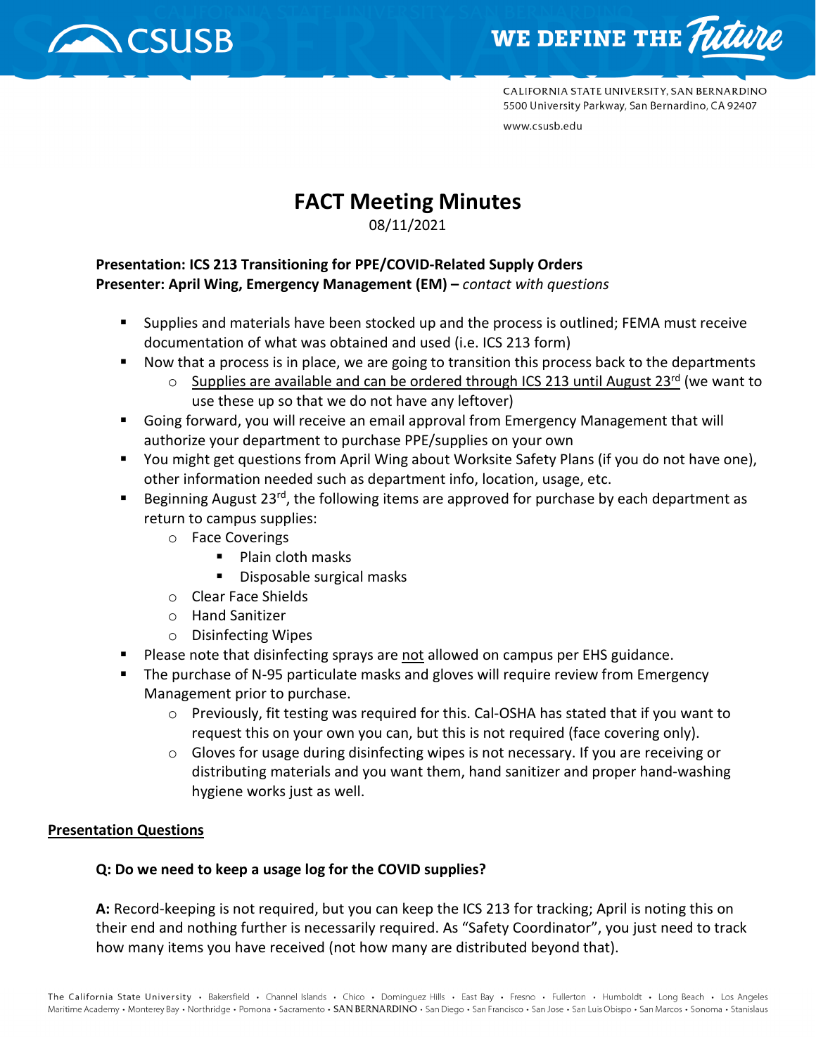# FACT Meeting Minutes

08/11/2021

**Presentation: ICS 213 Transitioning for PPE/COVID-Related Supply Orders**
**Presenter: April Wing, Emergency Management (EM) –** *contact with questions*

- Supplies and materials have been stocked up and the process is outlined; FEMA must receive documentation of what was obtained and used (i.e. ICS 213 form)
- Now that a process is in place, we are going to transition this process back to the departments
  - Supplies are available and can be ordered through ICS 213 until August 23rd (we want to use these up so that we do not have any leftover)
- Going forward, you will receive an email approval from Emergency Management that will authorize your department to purchase PPE/supplies on your own
- You might get questions from April Wing about Worksite Safety Plans (if you do not have one), other information needed such as department info, location, usage, etc.
- Beginning August 23rd, the following items are approved for purchase by each department as return to campus supplies:
  - Face Coverings
    - Plain cloth masks
    - Disposable surgical masks
  - Clear Face Shields
  - Hand Sanitizer
  - Disinfecting Wipes
- Please note that disinfecting sprays are not allowed on campus per EHS guidance.
- The purchase of N-95 particulate masks and gloves will require review from Emergency Management prior to purchase.
  - Previously, fit testing was required for this. Cal-OSHA has stated that if you want to request this on your own you can, but this is not required (face covering only).
  - Gloves for usage during disinfecting wipes is not necessary. If you are receiving or distributing materials and you want them, hand sanitizer and proper hand-washing hygiene works just as well.

## Presentation Questions

**Q: Do we need to keep a usage log for the COVID supplies?**

**A:** Record-keeping is not required, but you can keep the ICS 213 for tracking; April is noting this on their end and nothing further is necessarily required. As "Safety Coordinator", you just need to track how many items you have received (not how many are distributed beyond that).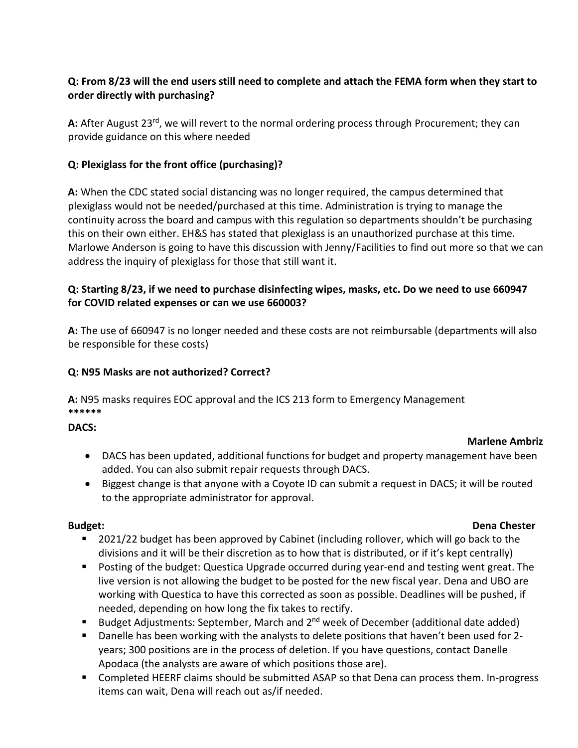**Q: From 8/23 will the end users still need to complete and attach the FEMA form when they start to order directly with purchasing?**

**A:** After August 23rd, we will revert to the normal ordering process through Procurement; they can provide guidance on this where needed

**Q: Plexiglass for the front office (purchasing)?**

**A:** When the CDC stated social distancing was no longer required, the campus determined that plexiglass would not be needed/purchased at this time. Administration is trying to manage the continuity across the board and campus with this regulation so departments shouldn't be purchasing this on their own either. EH&S has stated that plexiglass is an unauthorized purchase at this time. Marlowe Anderson is going to have this discussion with Jenny/Facilities to find out more so that we can address the inquiry of plexiglass for those that still want it.

**Q: Starting 8/23, if we need to purchase disinfecting wipes, masks, etc. Do we need to use 660947 for COVID related expenses or can we use 660003?**

**A:** The use of 660947 is no longer needed and these costs are not reimbursable (departments will also be responsible for these costs)

**Q: N95 Masks are not authorized? Correct?**

**A:** N95 masks requires EOC approval and the ICS 213 form to Emergency Management

******

**DACS:** **Marlene Ambriz**

- DACS has been updated, additional functions for budget and property management have been added. You can also submit repair requests through DACS.
- Biggest change is that anyone with a Coyote ID can submit a request in DACS; it will be routed to the appropriate administrator for approval.

**Budget:** **Dena Chester**

- 2021/22 budget has been approved by Cabinet (including rollover, which will go back to the divisions and it will be their discretion as to how that is distributed, or if it's kept centrally)
- Posting of the budget: Questica Upgrade occurred during year-end and testing went great. The live version is not allowing the budget to be posted for the new fiscal year. Dena and UBO are working with Questica to have this corrected as soon as possible. Deadlines will be pushed, if needed, depending on how long the fix takes to rectify.
- Budget Adjustments: September, March and 2nd week of December (additional date added)
- Danelle has been working with the analysts to delete positions that haven't been used for 2-years; 300 positions are in the process of deletion. If you have questions, contact Danelle Apodaca (the analysts are aware of which positions those are).
- Completed HEERF claims should be submitted ASAP so that Dena can process them. In-progress items can wait, Dena will reach out as/if needed.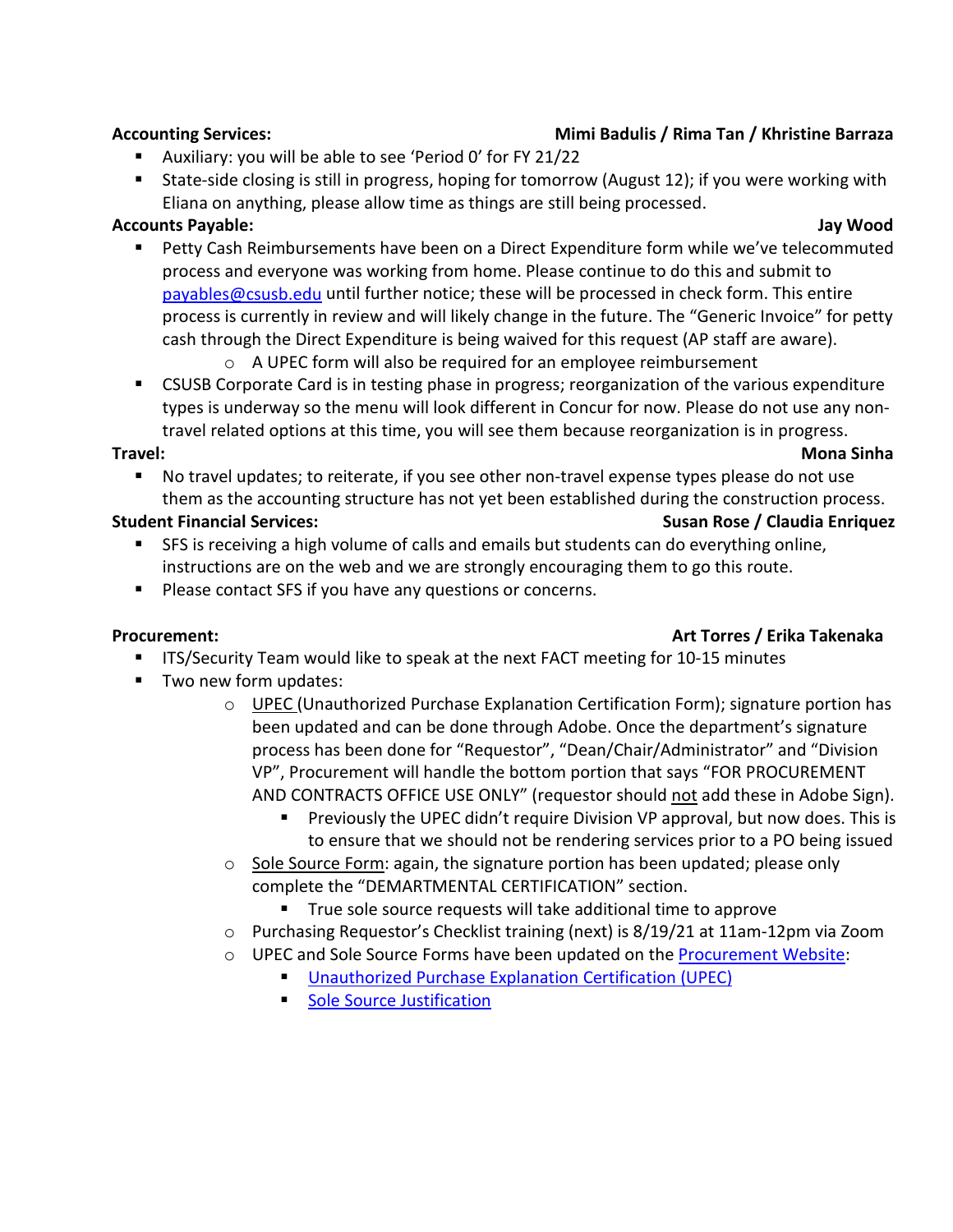**Accounting Services:** **Mimi Badulis / Rima Tan / Khristine Barraza**

- Auxiliary: you will be able to see 'Period 0' for FY 21/22
- State-side closing is still in progress, hoping for tomorrow (August 12); if you were working with Eliana on anything, please allow time as things are still being processed.

**Accounts Payable:** **Jay Wood**

- Petty Cash Reimbursements have been on a Direct Expenditure form while we've telecommuted process and everyone was working from home. Please continue to do this and submit to payables@csusb.edu until further notice; these will be processed in check form. This entire process is currently in review and will likely change in the future. The "Generic Invoice" for petty cash through the Direct Expenditure is being waived for this request (AP staff are aware).
  - A UPEC form will also be required for an employee reimbursement
- CSUSB Corporate Card is in testing phase in progress; reorganization of the various expenditure types is underway so the menu will look different in Concur for now. Please do not use any non-travel related options at this time, you will see them because reorganization is in progress.

**Travel:** **Mona Sinha**

- No travel updates; to reiterate, if you see other non-travel expense types please do not use them as the accounting structure has not yet been established during the construction process.

**Student Financial Services:** **Susan Rose / Claudia Enriquez**

- SFS is receiving a high volume of calls and emails but students can do everything online, instructions are on the web and we are strongly encouraging them to go this route.
- Please contact SFS if you have any questions or concerns.

**Procurement:** **Art Torres / Erika Takenaka**

- ITS/Security Team would like to speak at the next FACT meeting for 10-15 minutes
- Two new form updates:
  - UPEC (Unauthorized Purchase Explanation Certification Form); signature portion has been updated and can be done through Adobe. Once the department's signature process has been done for "Requestor", "Dean/Chair/Administrator" and "Division VP", Procurement will handle the bottom portion that says "FOR PROCUREMENT AND CONTRACTS OFFICE USE ONLY" (requestor should not add these in Adobe Sign).
    - Previously the UPEC didn't require Division VP approval, but now does. This is to ensure that we should not be rendering services prior to a PO being issued
  - Sole Source Form: again, the signature portion has been updated; please only complete the "DEMARTMENTAL CERTIFICATION" section.
    - True sole source requests will take additional time to approve
  - Purchasing Requestor's Checklist training (next) is 8/19/21 at 11am-12pm via Zoom
  - UPEC and Sole Source Forms have been updated on the Procurement Website:
    - Unauthorized Purchase Explanation Certification (UPEC)
    - Sole Source Justification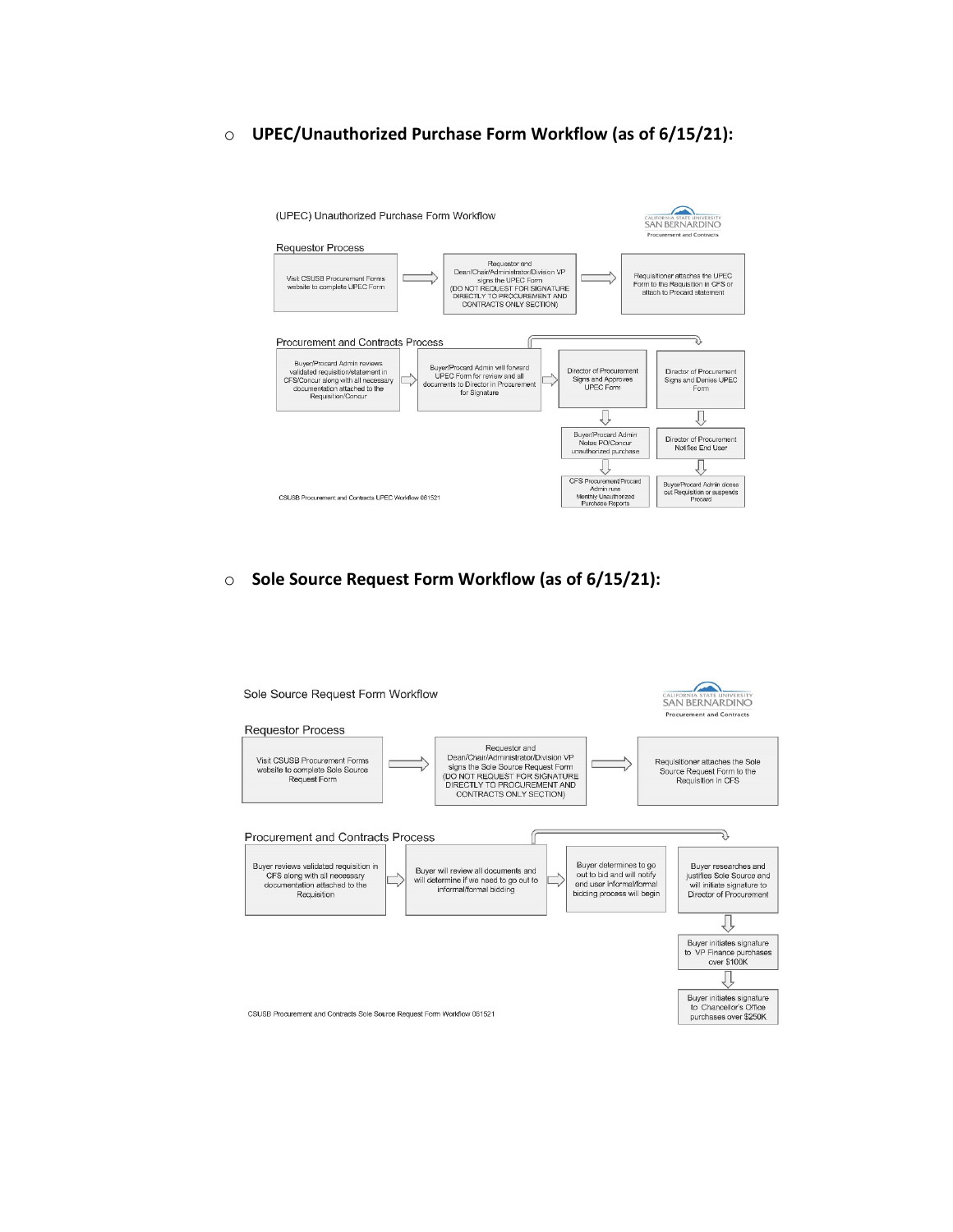- **UPEC/Unauthorized Purchase Form Workflow (as of 6/15/21):**

(UPEC) Unauthorized Purchase Form Workflow

CALIFORNIA STATE UNIVERSITY SAN BERNARDINO Procurement and Contracts

Requestor Process

Visit CSUSB Procurement Forms website to complete UPEC Form → Requestor and Dean/Chair/Administrator/Division VP signs the UPEC Form (DO NOT REQUEST FOR SIGNATURE DIRECTLY TO PROCUREMENT AND CONTRACTS ONLY SECTION) → Requisitioner attaches the UPEC Form to the Requisition in CFS or attach to Procard statement

Procurement and Contracts Process

Buyer/Procard Admin reviews validated requisition/statement in CFS/Concur along with all necessary documentation attached to the Requisition/Concur → Buyer/Procard Admin will forward UPEC Form for review and all documents to Director in Procurement for Signature → Director of Procurement Signs and Approves UPEC Form → Buyer/Procard Admin Notes PO/Concur unauthorized purchase → CFS Procurement/Procard Admin runs Monthly Unauthorized Purchase Reports

Director of Procurement Signs and Denies UPEC Form → Director of Procurement Notifies End User → Buyer/Procard Admin closes out Requisition or suspends Procard

CSUSB Procurement and Contracts UPEC Workflow 061521

- **Sole Source Request Form Workflow (as of 6/15/21):**

Sole Source Request Form Workflow

CALIFORNIA STATE UNIVERSITY SAN BERNARDINO Procurement and Contracts

Requestor Process

Visit CSUSB Procurement Forms website to complete Sole Source Request Form → Requestor and Dean/Chair/Administrator/Division VP signs the Sole Source Request Form (DO NOT REQUEST FOR SIGNATURE DIRECTLY TO PROCUREMENT AND CONTRACTS ONLY SECTION) → Requisitioner attaches the Sole Source Request Form to the Requisition in CFS

Procurement and Contracts Process

Buyer reviews validated requisition in CFS along with all necessary documentation attached to the Requisition → Buyer will review all documents and will determine if we need to go out to informal/formal bidding → Buyer determines to go out to bid and will notify end user informal/formal bidding process will begin

Buyer researches and justifies Sole Source and will initiate signature to Director of Procurement → Buyer initiates signature to VP Finance purchases over $100K → Buyer initiates signature to Chancellor's Office purchases over $250K

CSUSB Procurement and Contracts Sole Source Request Form Workflow 061521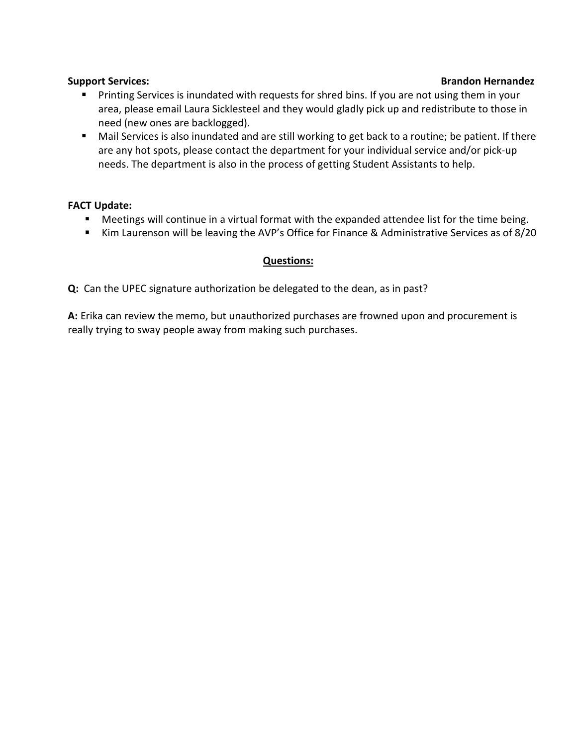**Support Services:** **Brandon Hernandez**

- Printing Services is inundated with requests for shred bins. If you are not using them in your area, please email Laura Sicklesteel and they would gladly pick up and redistribute to those in need (new ones are backlogged).
- Mail Services is also inundated and are still working to get back to a routine; be patient. If there are any hot spots, please contact the department for your individual service and/or pick-up needs. The department is also in the process of getting Student Assistants to help.

**FACT Update:**

- Meetings will continue in a virtual format with the expanded attendee list for the time being.
- Kim Laurenson will be leaving the AVP's Office for Finance & Administrative Services as of 8/20

## Questions:

**Q:** Can the UPEC signature authorization be delegated to the dean, as in past?

**A:** Erika can review the memo, but unauthorized purchases are frowned upon and procurement is really trying to sway people away from making such purchases.